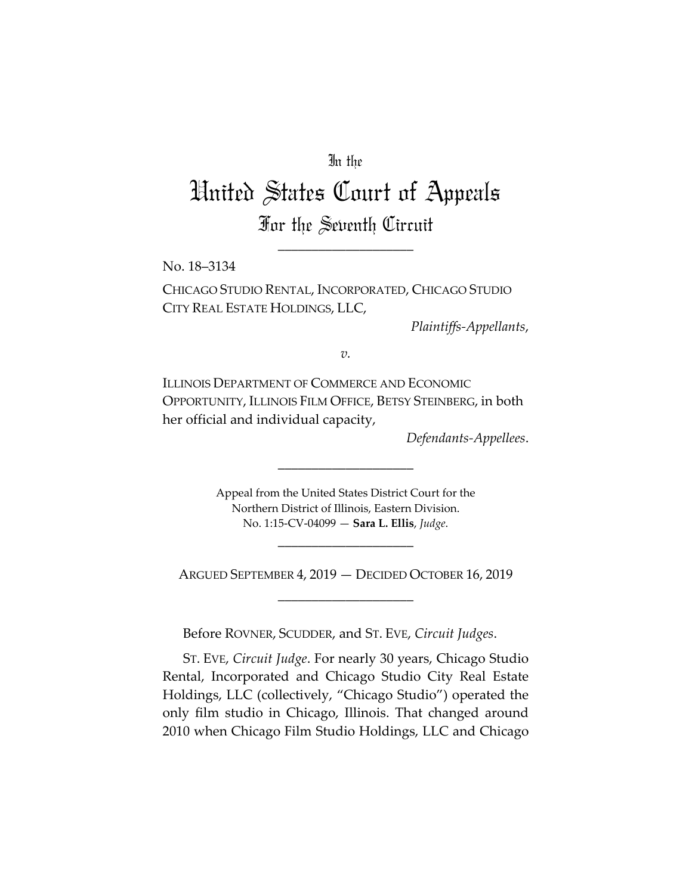In the

# United States Court of Appeals

## For the Seventh Circuit

No. 18–3134

CHICAGO STUDIO RENTAL, INCORPORATED, CHICAGO STUDIO CITY REAL ESTATE HOLDINGS, LLC,

*Plaintiffs-Appellants*,

*v.*

ILLINOIS DEPARTMENT OF COMMERCE AND ECONOMIC OPPORTUNITY, ILLINOIS FILM OFFICE, BETSY STEINBERG, in both her official and individual capacity,

*Defendants-Appellees*.

Appeal from the United States District Court for the Northern District of Illinois, Eastern Division.
No. 1:15-CV-04099 — **Sara L. Ellis**, *Judge*.

ARGUED SEPTEMBER 4, 2019 — DECIDED OCTOBER 16, 2019

Before ROVNER, SCUDDER, and ST. EVE, *Circuit Judges*.

ST. EVE, *Circuit Judge*. For nearly 30 years, Chicago Studio Rental, Incorporated and Chicago Studio City Real Estate Holdings, LLC (collectively, "Chicago Studio") operated the only film studio in Chicago, Illinois. That changed around 2010 when Chicago Film Studio Holdings, LLC and Chicago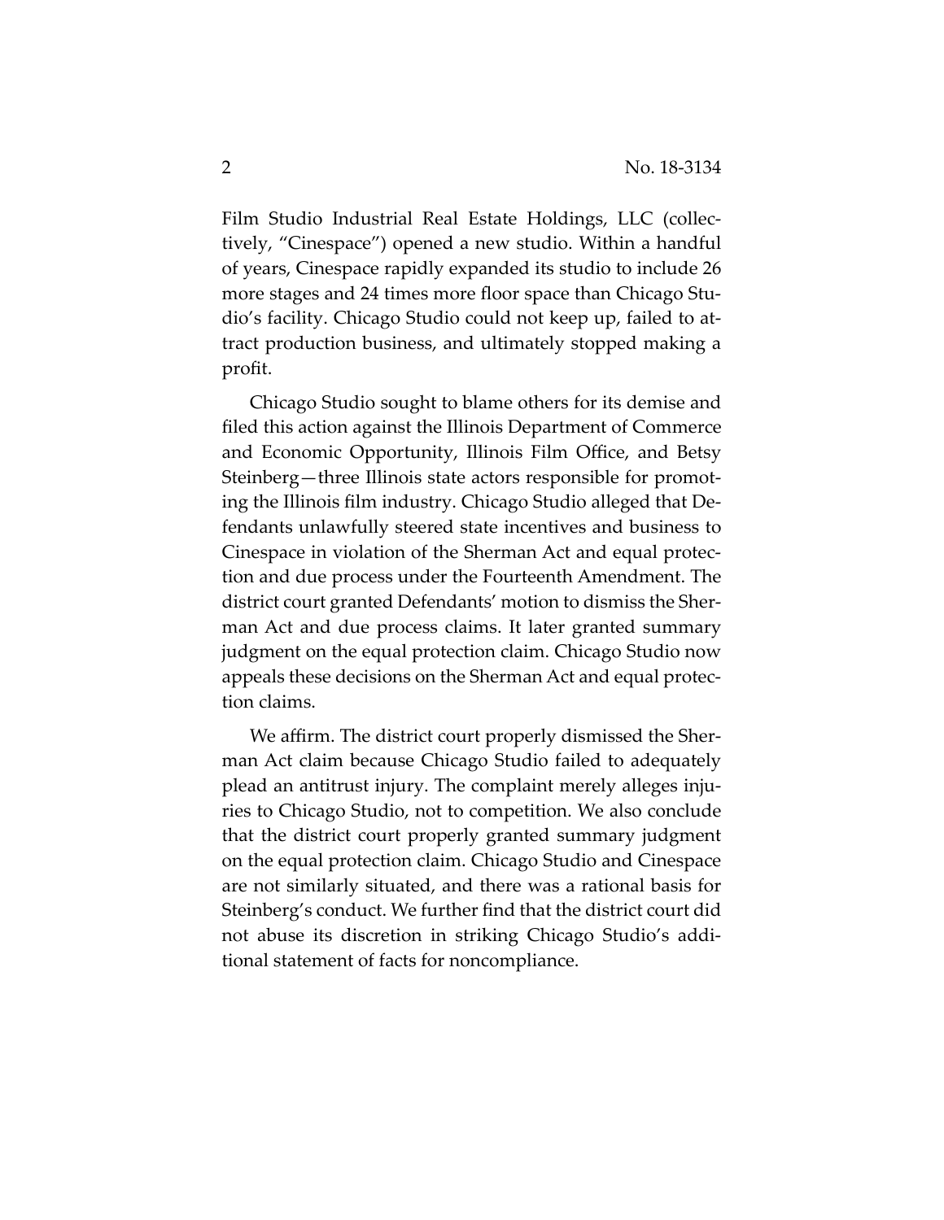Film Studio Industrial Real Estate Holdings, LLC (collectively, "Cinespace") opened a new studio. Within a handful of years, Cinespace rapidly expanded its studio to include 26 more stages and 24 times more floor space than Chicago Studio's facility. Chicago Studio could not keep up, failed to attract production business, and ultimately stopped making a profit.

Chicago Studio sought to blame others for its demise and filed this action against the Illinois Department of Commerce and Economic Opportunity, Illinois Film Office, and Betsy Steinberg—three Illinois state actors responsible for promoting the Illinois film industry. Chicago Studio alleged that Defendants unlawfully steered state incentives and business to Cinespace in violation of the Sherman Act and equal protection and due process under the Fourteenth Amendment. The district court granted Defendants' motion to dismiss the Sherman Act and due process claims. It later granted summary judgment on the equal protection claim. Chicago Studio now appeals these decisions on the Sherman Act and equal protection claims.

We affirm. The district court properly dismissed the Sherman Act claim because Chicago Studio failed to adequately plead an antitrust injury. The complaint merely alleges injuries to Chicago Studio, not to competition. We also conclude that the district court properly granted summary judgment on the equal protection claim. Chicago Studio and Cinespace are not similarly situated, and there was a rational basis for Steinberg's conduct. We further find that the district court did not abuse its discretion in striking Chicago Studio's additional statement of facts for noncompliance.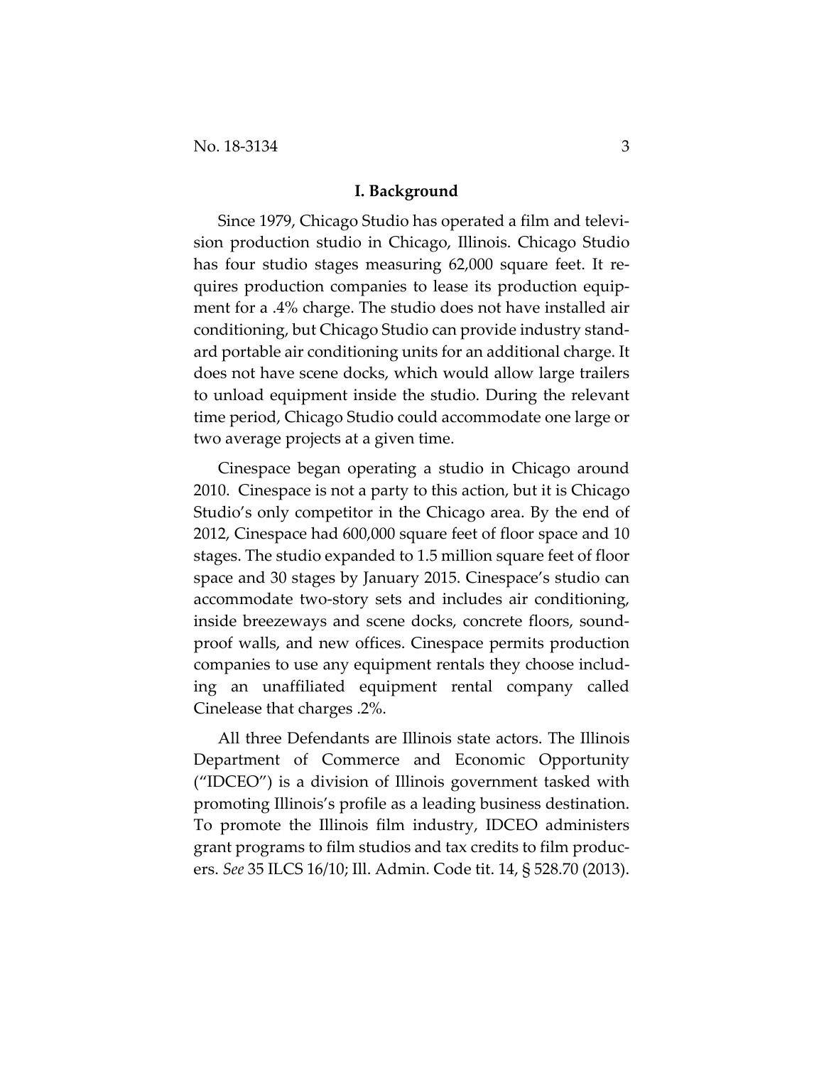## I. Background

Since 1979, Chicago Studio has operated a film and television production studio in Chicago, Illinois. Chicago Studio has four studio stages measuring 62,000 square feet. It requires production companies to lease its production equipment for a .4% charge. The studio does not have installed air conditioning, but Chicago Studio can provide industry standard portable air conditioning units for an additional charge. It does not have scene docks, which would allow large trailers to unload equipment inside the studio. During the relevant time period, Chicago Studio could accommodate one large or two average projects at a given time.

Cinespace began operating a studio in Chicago around 2010. Cinespace is not a party to this action, but it is Chicago Studio's only competitor in the Chicago area. By the end of 2012, Cinespace had 600,000 square feet of floor space and 10 stages. The studio expanded to 1.5 million square feet of floor space and 30 stages by January 2015. Cinespace's studio can accommodate two-story sets and includes air conditioning, inside breezeways and scene docks, concrete floors, soundproof walls, and new offices. Cinespace permits production companies to use any equipment rentals they choose including an unaffiliated equipment rental company called Cinelease that charges .2%.

All three Defendants are Illinois state actors. The Illinois Department of Commerce and Economic Opportunity ("IDCEO") is a division of Illinois government tasked with promoting Illinois's profile as a leading business destination. To promote the Illinois film industry, IDCEO administers grant programs to film studios and tax credits to film producers. *See* 35 ILCS 16/10; Ill. Admin. Code tit. 14, § 528.70 (2013).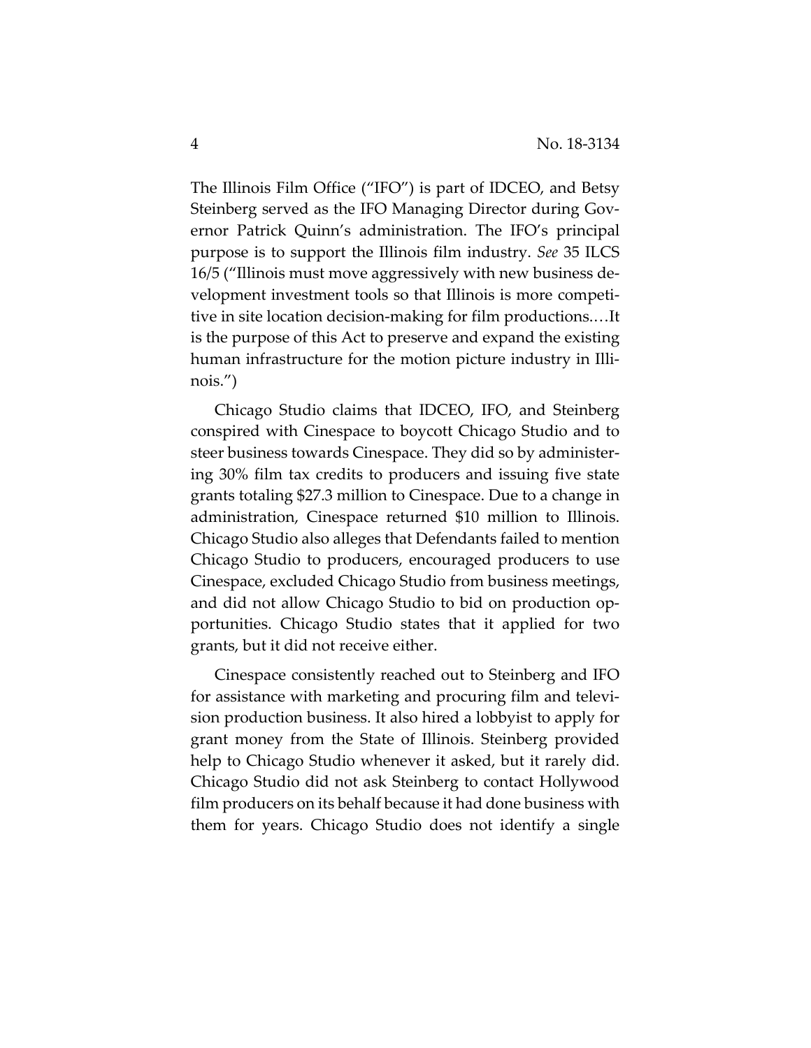The Illinois Film Office ("IFO") is part of IDCEO, and Betsy Steinberg served as the IFO Managing Director during Governor Patrick Quinn's administration. The IFO's principal purpose is to support the Illinois film industry. *See* 35 ILCS 16/5 ("Illinois must move aggressively with new business development investment tools so that Illinois is more competitive in site location decision-making for film productions.…It is the purpose of this Act to preserve and expand the existing human infrastructure for the motion picture industry in Illinois.")

Chicago Studio claims that IDCEO, IFO, and Steinberg conspired with Cinespace to boycott Chicago Studio and to steer business towards Cinespace. They did so by administering 30% film tax credits to producers and issuing five state grants totaling $27.3 million to Cinespace. Due to a change in administration, Cinespace returned $10 million to Illinois. Chicago Studio also alleges that Defendants failed to mention Chicago Studio to producers, encouraged producers to use Cinespace, excluded Chicago Studio from business meetings, and did not allow Chicago Studio to bid on production opportunities. Chicago Studio states that it applied for two grants, but it did not receive either.

Cinespace consistently reached out to Steinberg and IFO for assistance with marketing and procuring film and television production business. It also hired a lobbyist to apply for grant money from the State of Illinois. Steinberg provided help to Chicago Studio whenever it asked, but it rarely did. Chicago Studio did not ask Steinberg to contact Hollywood film producers on its behalf because it had done business with them for years. Chicago Studio does not identify a single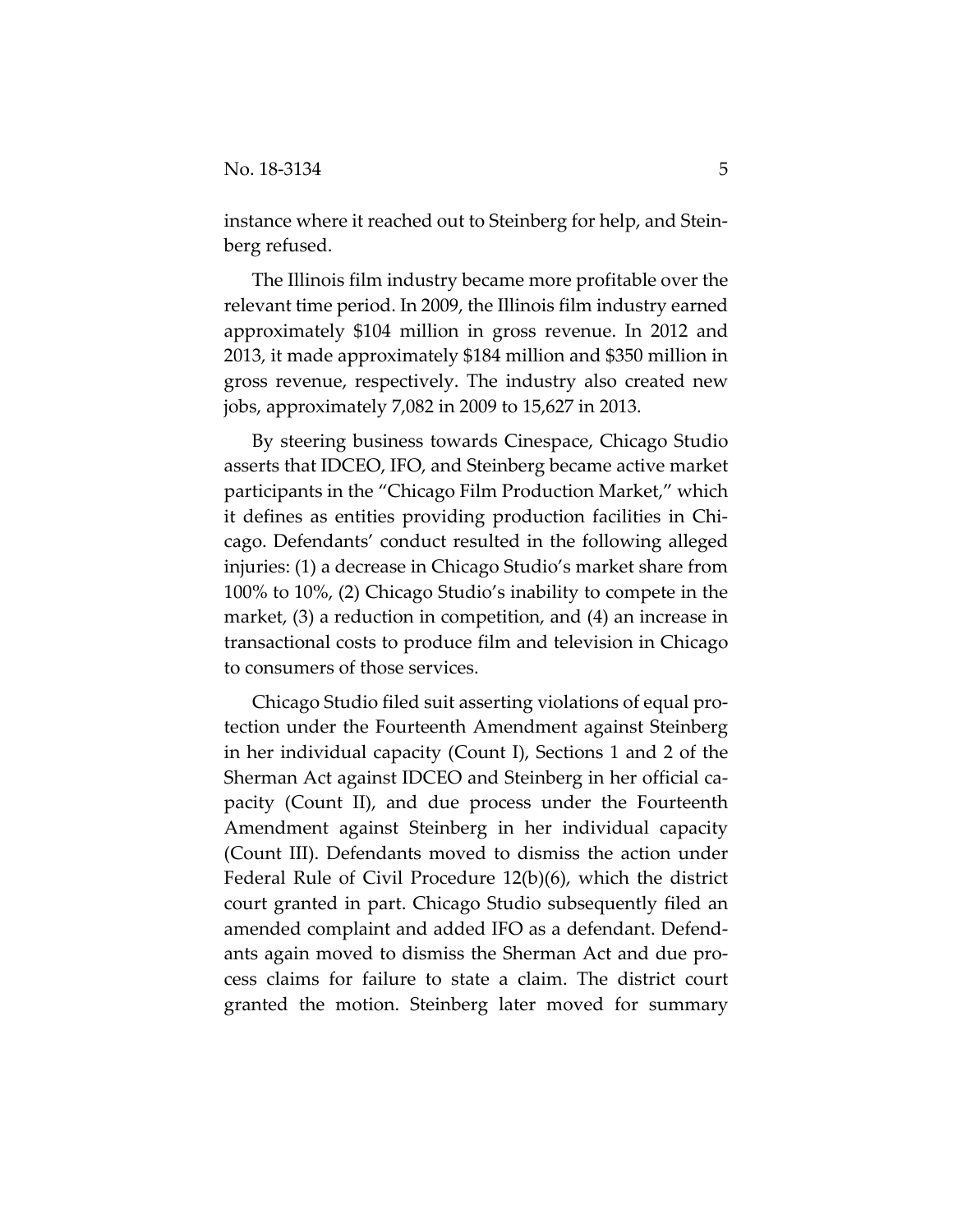instance where it reached out to Steinberg for help, and Steinberg refused.

The Illinois film industry became more profitable over the relevant time period. In 2009, the Illinois film industry earned approximately $104 million in gross revenue. In 2012 and 2013, it made approximately $184 million and $350 million in gross revenue, respectively. The industry also created new jobs, approximately 7,082 in 2009 to 15,627 in 2013.

By steering business towards Cinespace, Chicago Studio asserts that IDCEO, IFO, and Steinberg became active market participants in the "Chicago Film Production Market," which it defines as entities providing production facilities in Chicago. Defendants' conduct resulted in the following alleged injuries: (1) a decrease in Chicago Studio's market share from 100% to 10%, (2) Chicago Studio's inability to compete in the market, (3) a reduction in competition, and (4) an increase in transactional costs to produce film and television in Chicago to consumers of those services.

Chicago Studio filed suit asserting violations of equal protection under the Fourteenth Amendment against Steinberg in her individual capacity (Count I), Sections 1 and 2 of the Sherman Act against IDCEO and Steinberg in her official capacity (Count II), and due process under the Fourteenth Amendment against Steinberg in her individual capacity (Count III). Defendants moved to dismiss the action under Federal Rule of Civil Procedure 12(b)(6), which the district court granted in part. Chicago Studio subsequently filed an amended complaint and added IFO as a defendant. Defendants again moved to dismiss the Sherman Act and due process claims for failure to state a claim. The district court granted the motion. Steinberg later moved for summary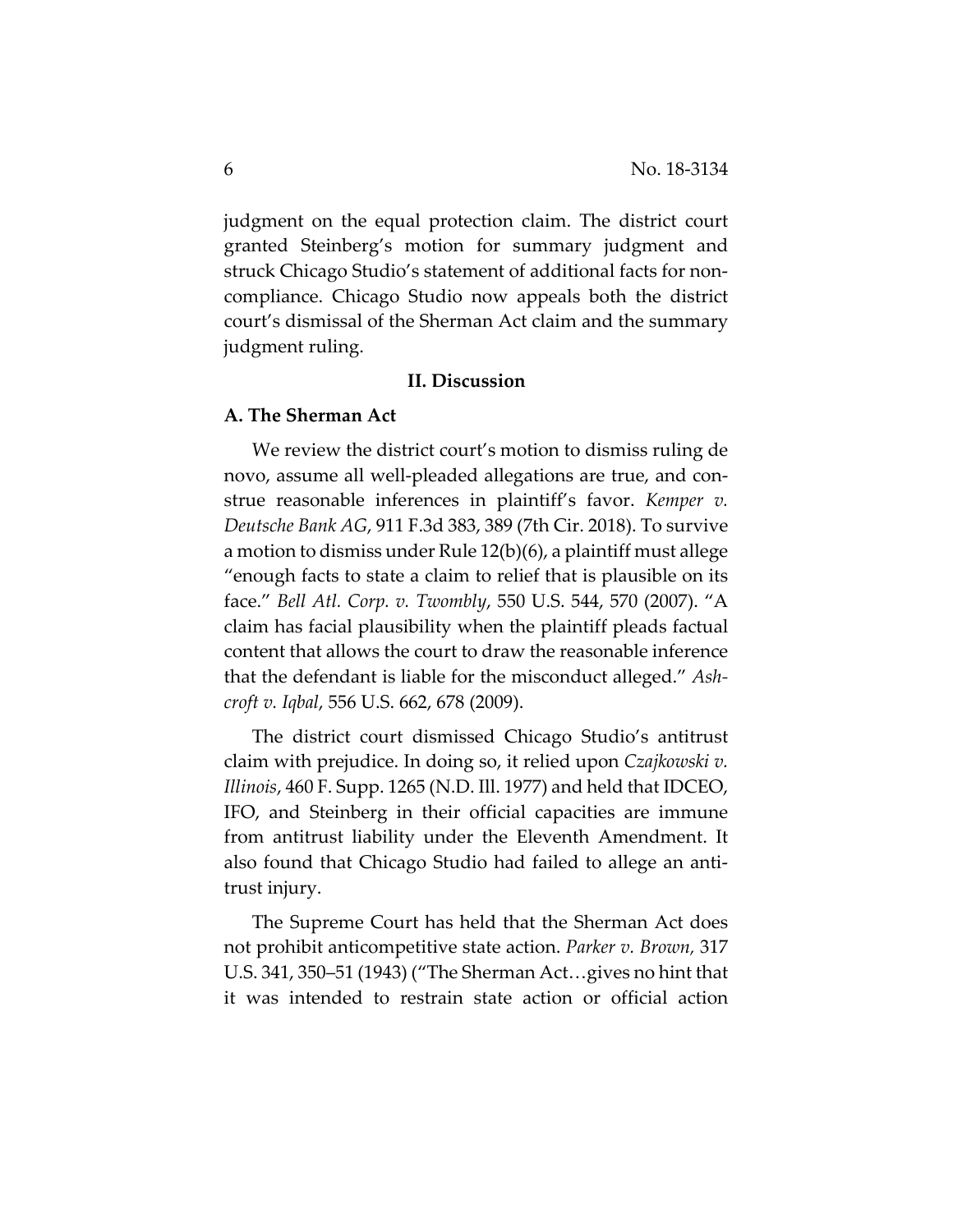judgment on the equal protection claim. The district court granted Steinberg's motion for summary judgment and struck Chicago Studio's statement of additional facts for noncompliance. Chicago Studio now appeals both the district court's dismissal of the Sherman Act claim and the summary judgment ruling.

## II. Discussion

### A. The Sherman Act

We review the district court's motion to dismiss ruling de novo, assume all well-pleaded allegations are true, and construe reasonable inferences in plaintiff's favor. *Kemper v. Deutsche Bank AG*, 911 F.3d 383, 389 (7th Cir. 2018). To survive a motion to dismiss under Rule 12(b)(6), a plaintiff must allege "enough facts to state a claim to relief that is plausible on its face." *Bell Atl. Corp. v. Twombly*, 550 U.S. 544, 570 (2007). "A claim has facial plausibility when the plaintiff pleads factual content that allows the court to draw the reasonable inference that the defendant is liable for the misconduct alleged." *Ashcroft v. Iqbal*, 556 U.S. 662, 678 (2009).

The district court dismissed Chicago Studio's antitrust claim with prejudice. In doing so, it relied upon *Czajkowski v. Illinois*, 460 F. Supp. 1265 (N.D. Ill. 1977) and held that IDCEO, IFO, and Steinberg in their official capacities are immune from antitrust liability under the Eleventh Amendment. It also found that Chicago Studio had failed to allege an antitrust injury.

The Supreme Court has held that the Sherman Act does not prohibit anticompetitive state action. *Parker v. Brown,* 317 U.S. 341, 350–51 (1943) ("The Sherman Act…gives no hint that it was intended to restrain state action or official action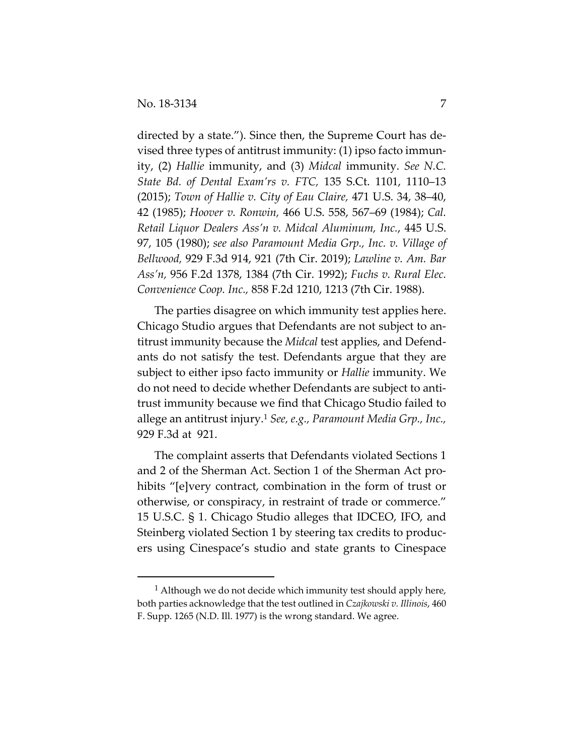directed by a state."). Since then, the Supreme Court has devised three types of antitrust immunity: (1) ipso facto immunity, (2) *Hallie* immunity, and (3) *Midcal* immunity. *See N.C. State Bd. of Dental Exam'rs v. FTC,* 135 S.Ct. 1101, 1110–13 (2015); *Town of Hallie v. City of Eau Claire,* 471 U.S. 34, 38–40, 42 (1985); *Hoover v. Ronwin,* 466 U.S. 558, 567–69 (1984); *Cal. Retail Liquor Dealers Ass'n v. Midcal Aluminum, Inc.*, 445 U.S. 97, 105 (1980); *see also Paramount Media Grp., Inc. v. Village of Bellwood,* 929 F.3d 914, 921 (7th Cir. 2019); *Lawline v. Am. Bar Ass'n,* 956 F.2d 1378, 1384 (7th Cir. 1992); *Fuchs v. Rural Elec. Convenience Coop. Inc.,* 858 F.2d 1210, 1213 (7th Cir. 1988).

The parties disagree on which immunity test applies here. Chicago Studio argues that Defendants are not subject to antitrust immunity because the *Midcal* test applies, and Defendants do not satisfy the test. Defendants argue that they are subject to either ipso facto immunity or *Hallie* immunity. We do not need to decide whether Defendants are subject to antitrust immunity because we find that Chicago Studio failed to allege an antitrust injury.[1] *See, e.g., Paramount Media Grp., Inc.,* 929 F.3d at 921.

The complaint asserts that Defendants violated Sections 1 and 2 of the Sherman Act. Section 1 of the Sherman Act prohibits "[e]very contract, combination in the form of trust or otherwise, or conspiracy, in restraint of trade or commerce." 15 U.S.C. § 1. Chicago Studio alleges that IDCEO, IFO, and Steinberg violated Section 1 by steering tax credits to producers using Cinespace's studio and state grants to Cinespace

[1] Although we do not decide which immunity test should apply here, both parties acknowledge that the test outlined in *Czajkowski v. Illinois*, 460 F. Supp. 1265 (N.D. Ill. 1977) is the wrong standard. We agree.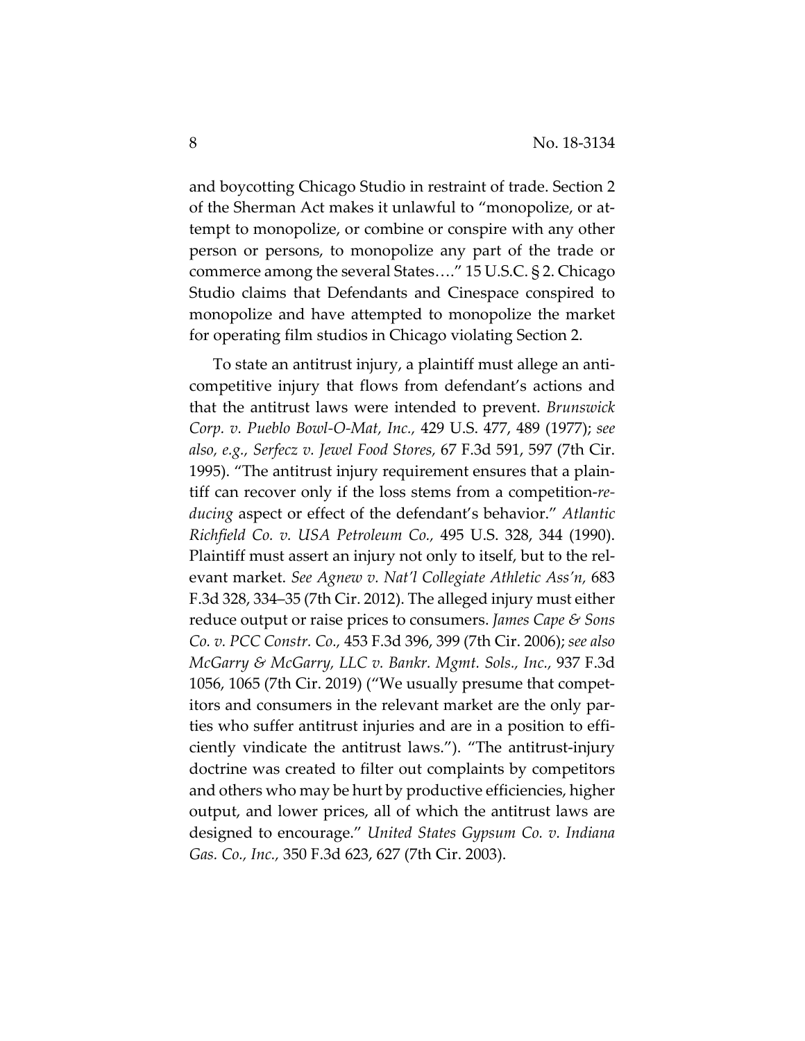and boycotting Chicago Studio in restraint of trade. Section 2 of the Sherman Act makes it unlawful to "monopolize, or attempt to monopolize, or combine or conspire with any other person or persons, to monopolize any part of the trade or commerce among the several States…." 15 U.S.C. § 2. Chicago Studio claims that Defendants and Cinespace conspired to monopolize and have attempted to monopolize the market for operating film studios in Chicago violating Section 2.

To state an antitrust injury, a plaintiff must allege an anticompetitive injury that flows from defendant's actions and that the antitrust laws were intended to prevent. *Brunswick Corp. v. Pueblo Bowl-O-Mat, Inc.,* 429 U.S. 477, 489 (1977); *see also, e.g., Serfecz v. Jewel Food Stores,* 67 F.3d 591, 597 (7th Cir. 1995). "The antitrust injury requirement ensures that a plaintiff can recover only if the loss stems from a competition-*reducing* aspect or effect of the defendant's behavior." *Atlantic Richfield Co. v. USA Petroleum Co.,* 495 U.S. 328, 344 (1990). Plaintiff must assert an injury not only to itself, but to the relevant market. *See Agnew v. Nat'l Collegiate Athletic Ass'n,* 683 F.3d 328, 334–35 (7th Cir. 2012). The alleged injury must either reduce output or raise prices to consumers. *James Cape & Sons Co. v. PCC Constr. Co.,* 453 F.3d 396, 399 (7th Cir. 2006); *see also McGarry & McGarry, LLC v. Bankr. Mgmt. Sols., Inc.,* 937 F.3d 1056, 1065 (7th Cir. 2019) ("We usually presume that competitors and consumers in the relevant market are the only parties who suffer antitrust injuries and are in a position to efficiently vindicate the antitrust laws."). "The antitrust-injury doctrine was created to filter out complaints by competitors and others who may be hurt by productive efficiencies, higher output, and lower prices, all of which the antitrust laws are designed to encourage." *United States Gypsum Co. v. Indiana Gas. Co., Inc.,* 350 F.3d 623, 627 (7th Cir. 2003).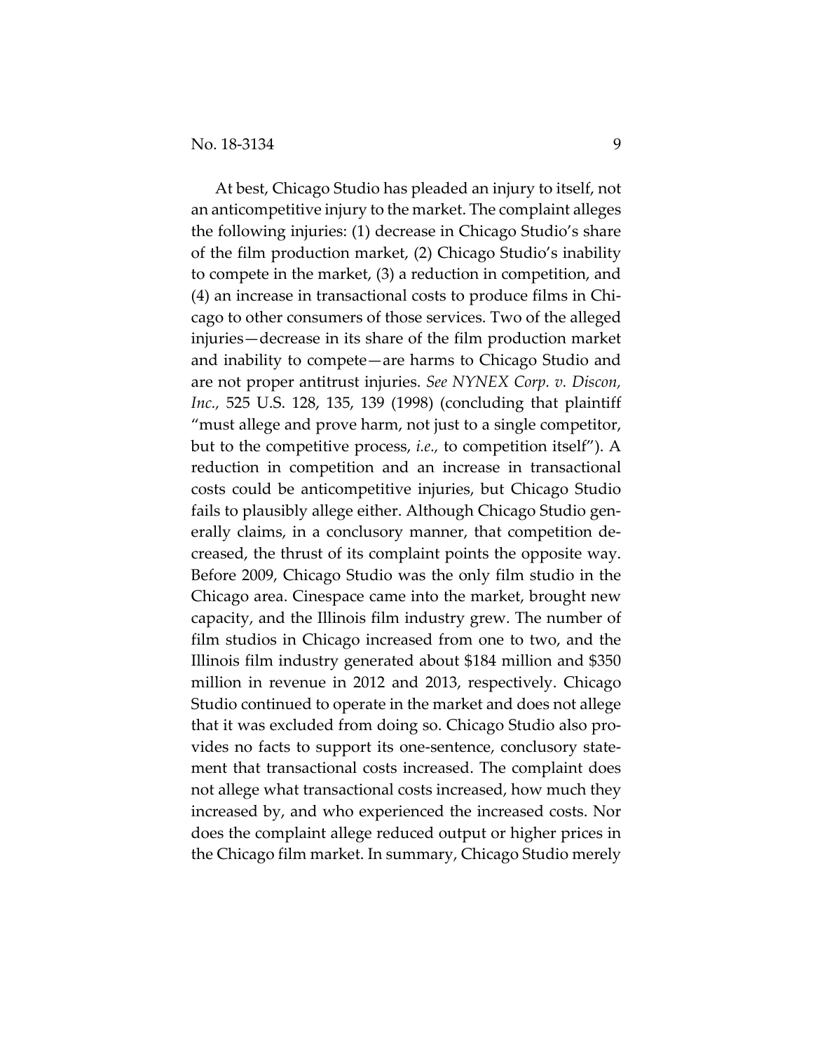At best, Chicago Studio has pleaded an injury to itself, not an anticompetitive injury to the market. The complaint alleges the following injuries: (1) decrease in Chicago Studio's share of the film production market, (2) Chicago Studio's inability to compete in the market, (3) a reduction in competition, and (4) an increase in transactional costs to produce films in Chicago to other consumers of those services. Two of the alleged injuries—decrease in its share of the film production market and inability to compete—are harms to Chicago Studio and are not proper antitrust injuries. *See NYNEX Corp. v. Discon, Inc.,* 525 U.S. 128, 135, 139 (1998) (concluding that plaintiff "must allege and prove harm, not just to a single competitor, but to the competitive process, *i.e.,* to competition itself"). A reduction in competition and an increase in transactional costs could be anticompetitive injuries, but Chicago Studio fails to plausibly allege either. Although Chicago Studio generally claims, in a conclusory manner, that competition decreased, the thrust of its complaint points the opposite way. Before 2009, Chicago Studio was the only film studio in the Chicago area. Cinespace came into the market, brought new capacity, and the Illinois film industry grew. The number of film studios in Chicago increased from one to two, and the Illinois film industry generated about $184 million and $350 million in revenue in 2012 and 2013, respectively. Chicago Studio continued to operate in the market and does not allege that it was excluded from doing so. Chicago Studio also provides no facts to support its one-sentence, conclusory statement that transactional costs increased. The complaint does not allege what transactional costs increased, how much they increased by, and who experienced the increased costs. Nor does the complaint allege reduced output or higher prices in the Chicago film market. In summary, Chicago Studio merely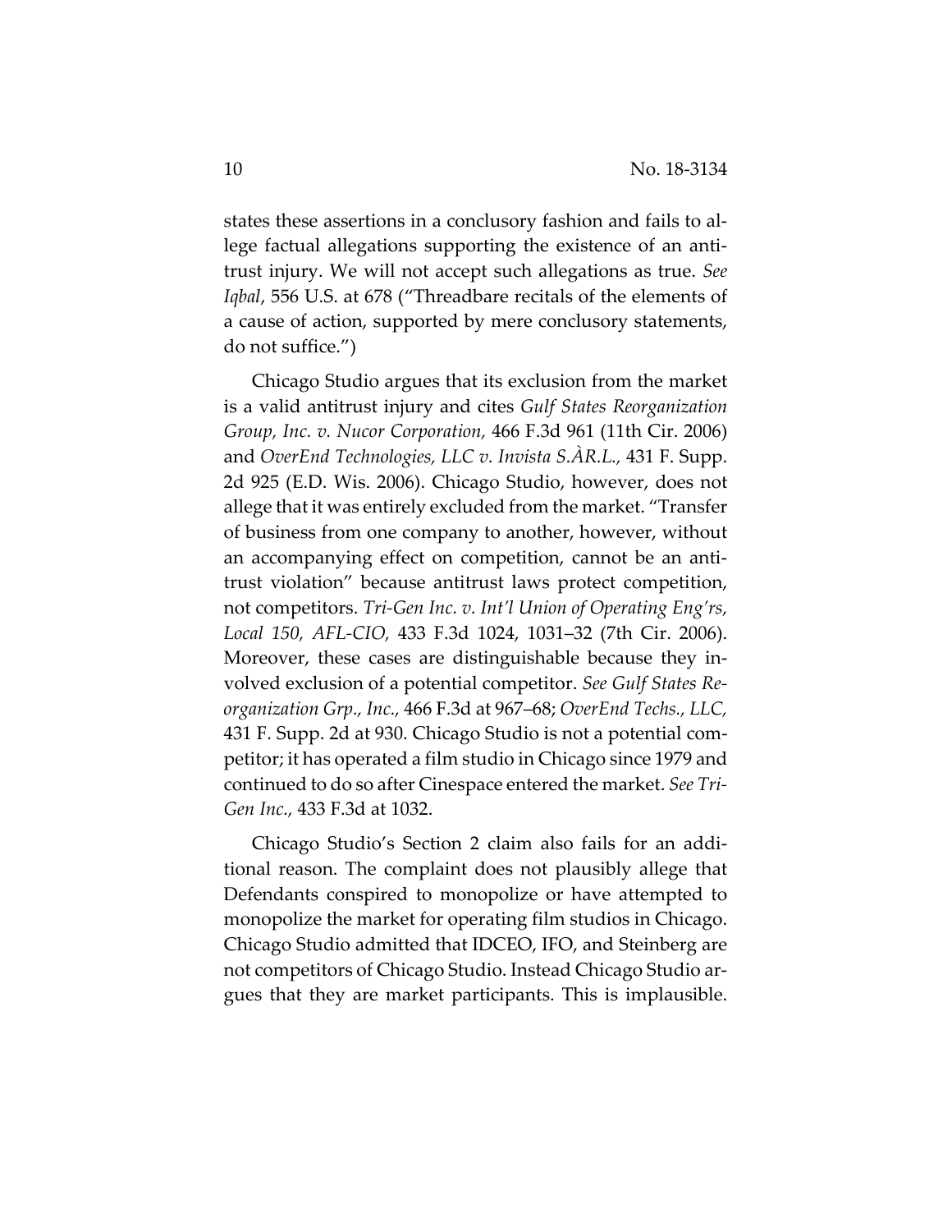states these assertions in a conclusory fashion and fails to allege factual allegations supporting the existence of an antitrust injury. We will not accept such allegations as true. *See Iqbal*, 556 U.S. at 678 ("Threadbare recitals of the elements of a cause of action, supported by mere conclusory statements, do not suffice.")

Chicago Studio argues that its exclusion from the market is a valid antitrust injury and cites *Gulf States Reorganization Group, Inc. v. Nucor Corporation,* 466 F.3d 961 (11th Cir. 2006) and *OverEnd Technologies, LLC v. Invista S.ÀR.L.*, 431 F. Supp. 2d 925 (E.D. Wis. 2006). Chicago Studio, however, does not allege that it was entirely excluded from the market. "Transfer of business from one company to another, however, without an accompanying effect on competition, cannot be an antitrust violation" because antitrust laws protect competition, not competitors. *Tri-Gen Inc. v. Int'l Union of Operating Eng'rs, Local 150, AFL-CIO,* 433 F.3d 1024, 1031–32 (7th Cir. 2006). Moreover, these cases are distinguishable because they involved exclusion of a potential competitor. *See Gulf States Reorganization Grp., Inc.*, 466 F.3d at 967–68; *OverEnd Techs., LLC,* 431 F. Supp. 2d at 930. Chicago Studio is not a potential competitor; it has operated a film studio in Chicago since 1979 and continued to do so after Cinespace entered the market. *See Tri-Gen Inc.*, 433 F.3d at 1032.

Chicago Studio's Section 2 claim also fails for an additional reason. The complaint does not plausibly allege that Defendants conspired to monopolize or have attempted to monopolize the market for operating film studios in Chicago. Chicago Studio admitted that IDCEO, IFO, and Steinberg are not competitors of Chicago Studio. Instead Chicago Studio argues that they are market participants. This is implausible.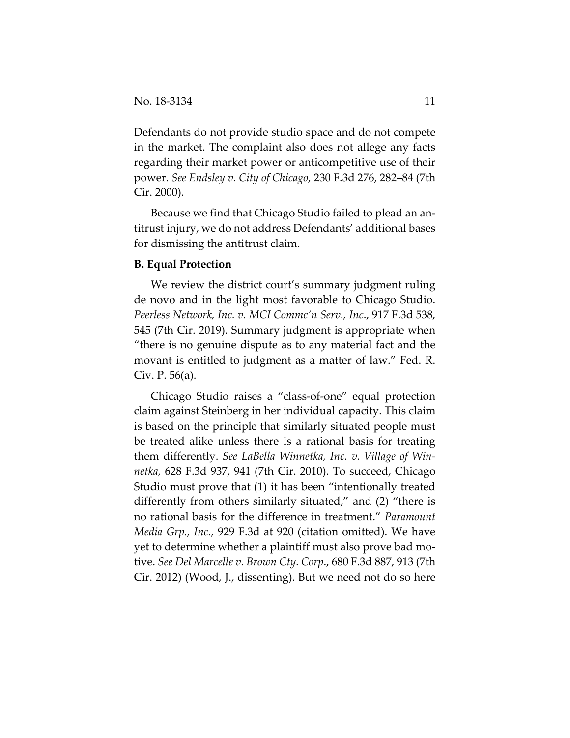Defendants do not provide studio space and do not compete in the market. The complaint also does not allege any facts regarding their market power or anticompetitive use of their power. *See Endsley v. City of Chicago,* 230 F.3d 276, 282–84 (7th Cir. 2000).

Because we find that Chicago Studio failed to plead an antitrust injury, we do not address Defendants' additional bases for dismissing the antitrust claim.

**B. Equal Protection**

We review the district court's summary judgment ruling de novo and in the light most favorable to Chicago Studio. *Peerless Network, Inc. v. MCI Commc'n Serv., Inc.*, 917 F.3d 538, 545 (7th Cir. 2019). Summary judgment is appropriate when "there is no genuine dispute as to any material fact and the movant is entitled to judgment as a matter of law." Fed. R. Civ. P. 56(a).

Chicago Studio raises a "class-of-one" equal protection claim against Steinberg in her individual capacity. This claim is based on the principle that similarly situated people must be treated alike unless there is a rational basis for treating them differently. *See LaBella Winnetka, Inc. v. Village of Winnetka,* 628 F.3d 937, 941 (7th Cir. 2010). To succeed, Chicago Studio must prove that (1) it has been "intentionally treated differently from others similarly situated," and (2) "there is no rational basis for the difference in treatment." *Paramount Media Grp., Inc.,* 929 F.3d at 920 (citation omitted). We have yet to determine whether a plaintiff must also prove bad motive. *See Del Marcelle v. Brown Cty. Corp*., 680 F.3d 887, 913 (7th Cir. 2012) (Wood, J., dissenting). But we need not do so here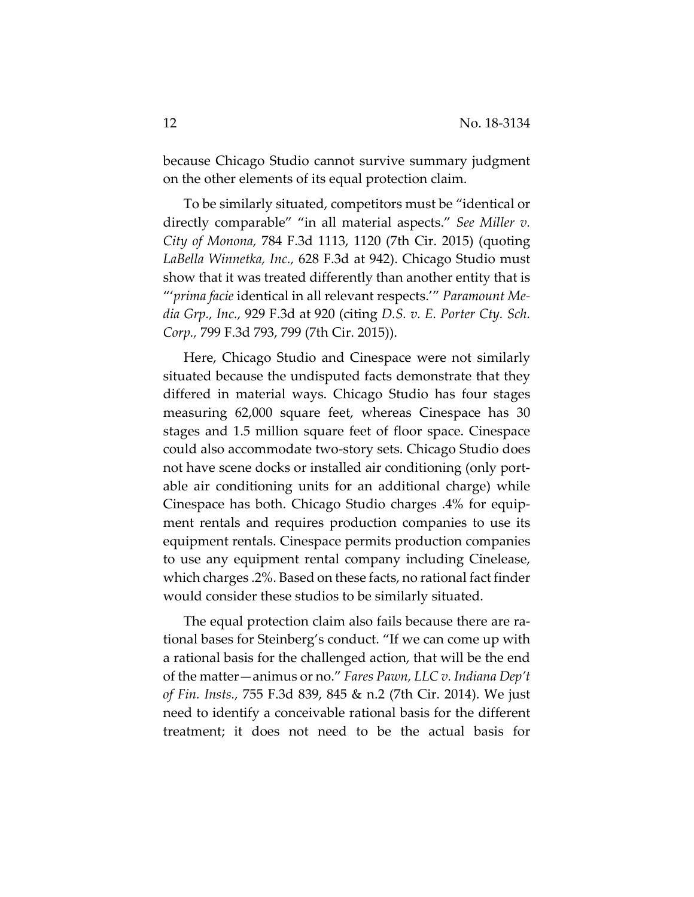because Chicago Studio cannot survive summary judgment on the other elements of its equal protection claim.

To be similarly situated, competitors must be "identical or directly comparable" "in all material aspects." *See Miller v. City of Monona,* 784 F.3d 1113, 1120 (7th Cir. 2015) (quoting *LaBella Winnetka, Inc.*, 628 F.3d at 942). Chicago Studio must show that it was treated differently than another entity that is "'*prima facie* identical in all relevant respects.'" *Paramount Media Grp., Inc.,* 929 F.3d at 920 (citing *D.S. v. E. Porter Cty. Sch. Corp.,* 799 F.3d 793, 799 (7th Cir. 2015)).

Here, Chicago Studio and Cinespace were not similarly situated because the undisputed facts demonstrate that they differed in material ways. Chicago Studio has four stages measuring 62,000 square feet, whereas Cinespace has 30 stages and 1.5 million square feet of floor space. Cinespace could also accommodate two-story sets. Chicago Studio does not have scene docks or installed air conditioning (only portable air conditioning units for an additional charge) while Cinespace has both. Chicago Studio charges .4% for equipment rentals and requires production companies to use its equipment rentals. Cinespace permits production companies to use any equipment rental company including Cinelease, which charges .2%. Based on these facts, no rational fact finder would consider these studios to be similarly situated.

The equal protection claim also fails because there are rational bases for Steinberg's conduct. "If we can come up with a rational basis for the challenged action, that will be the end of the matter—animus or no." *Fares Pawn, LLC v. Indiana Dep't of Fin. Insts.,* 755 F.3d 839, 845 & n.2 (7th Cir. 2014). We just need to identify a conceivable rational basis for the different treatment; it does not need to be the actual basis for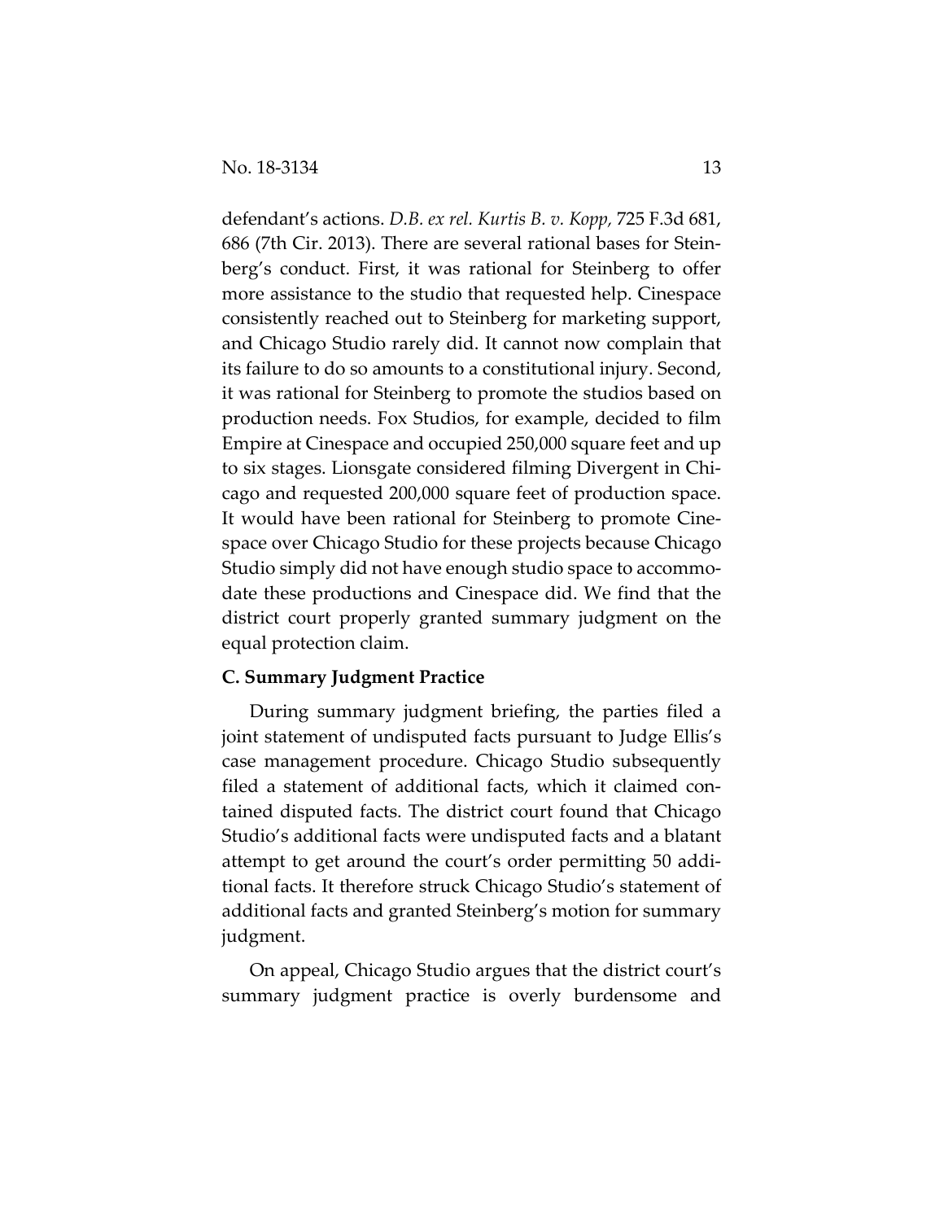defendant's actions. *D.B. ex rel. Kurtis B. v. Kopp,* 725 F.3d 681, 686 (7th Cir. 2013). There are several rational bases for Steinberg's conduct. First, it was rational for Steinberg to offer more assistance to the studio that requested help. Cinespace consistently reached out to Steinberg for marketing support, and Chicago Studio rarely did. It cannot now complain that its failure to do so amounts to a constitutional injury. Second, it was rational for Steinberg to promote the studios based on production needs. Fox Studios, for example, decided to film Empire at Cinespace and occupied 250,000 square feet and up to six stages. Lionsgate considered filming Divergent in Chicago and requested 200,000 square feet of production space. It would have been rational for Steinberg to promote Cinespace over Chicago Studio for these projects because Chicago Studio simply did not have enough studio space to accommodate these productions and Cinespace did. We find that the district court properly granted summary judgment on the equal protection claim.

**C. Summary Judgment Practice**

During summary judgment briefing, the parties filed a joint statement of undisputed facts pursuant to Judge Ellis's case management procedure. Chicago Studio subsequently filed a statement of additional facts, which it claimed contained disputed facts. The district court found that Chicago Studio's additional facts were undisputed facts and a blatant attempt to get around the court's order permitting 50 additional facts. It therefore struck Chicago Studio's statement of additional facts and granted Steinberg's motion for summary judgment.

On appeal, Chicago Studio argues that the district court's summary judgment practice is overly burdensome and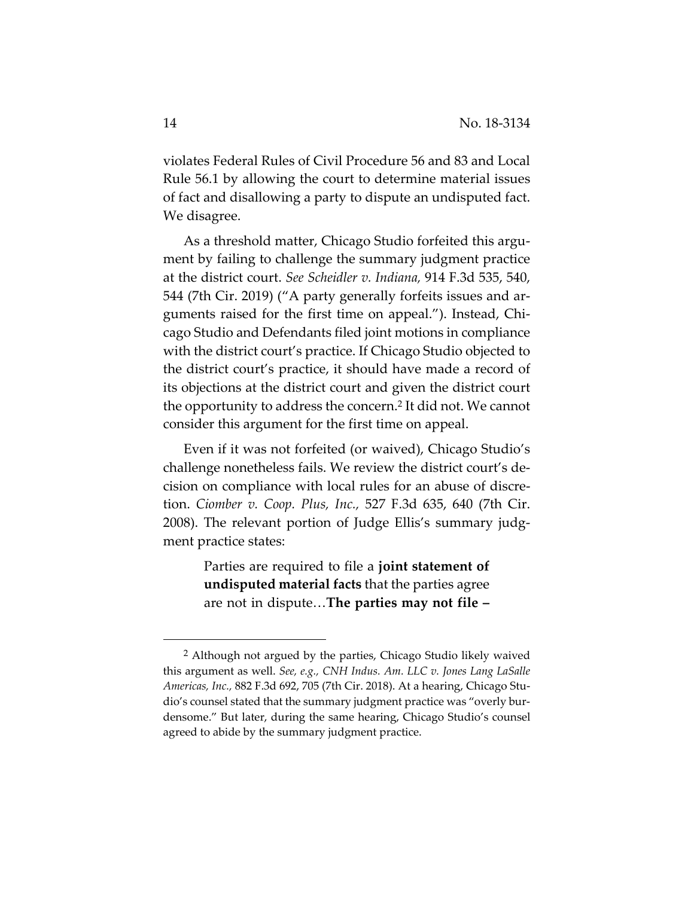violates Federal Rules of Civil Procedure 56 and 83 and Local Rule 56.1 by allowing the court to determine material issues of fact and disallowing a party to dispute an undisputed fact. We disagree.

As a threshold matter, Chicago Studio forfeited this argument by failing to challenge the summary judgment practice at the district court. *See Scheidler v. Indiana,* 914 F.3d 535, 540, 544 (7th Cir. 2019) ("A party generally forfeits issues and arguments raised for the first time on appeal."). Instead, Chicago Studio and Defendants filed joint motions in compliance with the district court's practice. If Chicago Studio objected to the district court's practice, it should have made a record of its objections at the district court and given the district court the opportunity to address the concern.[2] It did not. We cannot consider this argument for the first time on appeal.

Even if it was not forfeited (or waived), Chicago Studio's challenge nonetheless fails. We review the district court's decision on compliance with local rules for an abuse of discretion. *Ciomber v. Coop. Plus, Inc.*, 527 F.3d 635, 640 (7th Cir. 2008). The relevant portion of Judge Ellis's summary judgment practice states:

> Parties are required to file a **joint statement of undisputed material facts** that the parties agree are not in dispute…**The parties may not file –**

[2] Although not argued by the parties, Chicago Studio likely waived this argument as well. *See, e.g., CNH Indus. Am. LLC v. Jones Lang LaSalle Americas, Inc.,* 882 F.3d 692, 705 (7th Cir. 2018). At a hearing, Chicago Studio's counsel stated that the summary judgment practice was "overly burdensome." But later, during the same hearing, Chicago Studio's counsel agreed to abide by the summary judgment practice.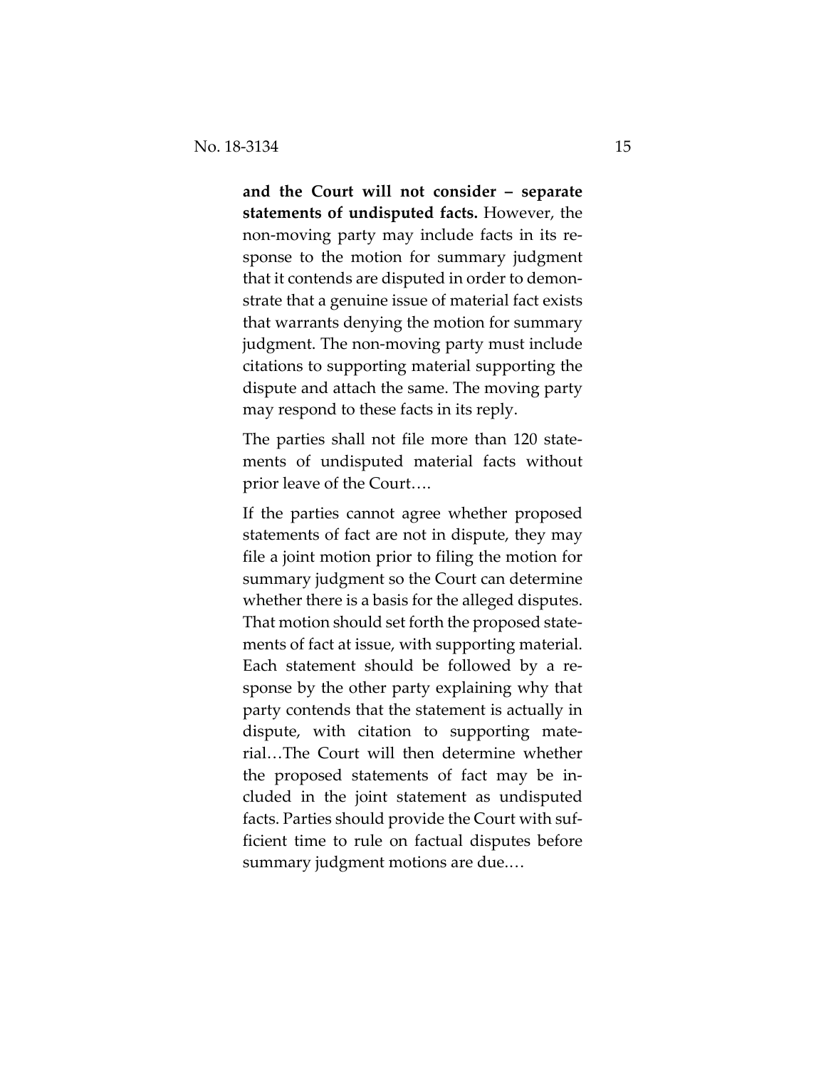**and the Court will not consider – separate statements of undisputed facts.** However, the non-moving party may include facts in its response to the motion for summary judgment that it contends are disputed in order to demonstrate that a genuine issue of material fact exists that warrants denying the motion for summary judgment. The non-moving party must include citations to supporting material supporting the dispute and attach the same. The moving party may respond to these facts in its reply.

The parties shall not file more than 120 statements of undisputed material facts without prior leave of the Court….

If the parties cannot agree whether proposed statements of fact are not in dispute, they may file a joint motion prior to filing the motion for summary judgment so the Court can determine whether there is a basis for the alleged disputes. That motion should set forth the proposed statements of fact at issue, with supporting material. Each statement should be followed by a response by the other party explaining why that party contends that the statement is actually in dispute, with citation to supporting material…The Court will then determine whether the proposed statements of fact may be included in the joint statement as undisputed facts. Parties should provide the Court with sufficient time to rule on factual disputes before summary judgment motions are due.…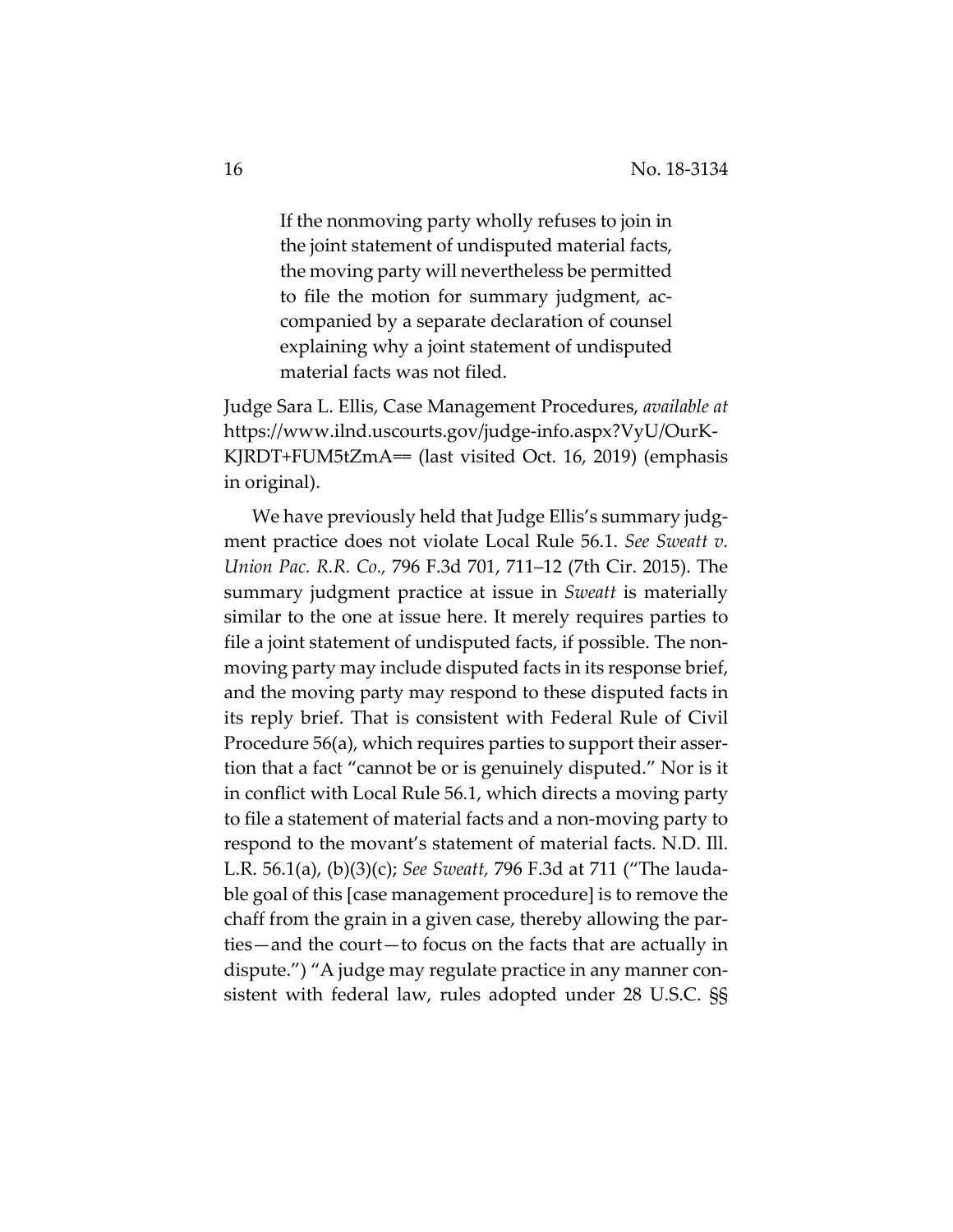> If the nonmoving party wholly refuses to join in the joint statement of undisputed material facts, the moving party will nevertheless be permitted to file the motion for summary judgment, accompanied by a separate declaration of counsel explaining why a joint statement of undisputed material facts was not filed.

Judge Sara L. Ellis, Case Management Procedures, *available at* https://www.ilnd.uscourts.gov/judge-info.aspx?VyU/OurK-KJRDT+FUM5tZmA== (last visited Oct. 16, 2019) (emphasis in original).

We have previously held that Judge Ellis's summary judgment practice does not violate Local Rule 56.1. *See Sweatt v. Union Pac. R.R. Co.,* 796 F.3d 701, 711–12 (7th Cir. 2015). The summary judgment practice at issue in *Sweatt* is materially similar to the one at issue here. It merely requires parties to file a joint statement of undisputed facts, if possible. The nonmoving party may include disputed facts in its response brief, and the moving party may respond to these disputed facts in its reply brief. That is consistent with Federal Rule of Civil Procedure 56(a), which requires parties to support their assertion that a fact "cannot be or is genuinely disputed." Nor is it in conflict with Local Rule 56.1, which directs a moving party to file a statement of material facts and a non-moving party to respond to the movant's statement of material facts. N.D. Ill. L.R. 56.1(a), (b)(3)(c); *See Sweatt,* 796 F.3d at 711 ("The laudable goal of this [case management procedure] is to remove the chaff from the grain in a given case, thereby allowing the parties—and the court—to focus on the facts that are actually in dispute.") "A judge may regulate practice in any manner consistent with federal law, rules adopted under 28 U.S.C. §§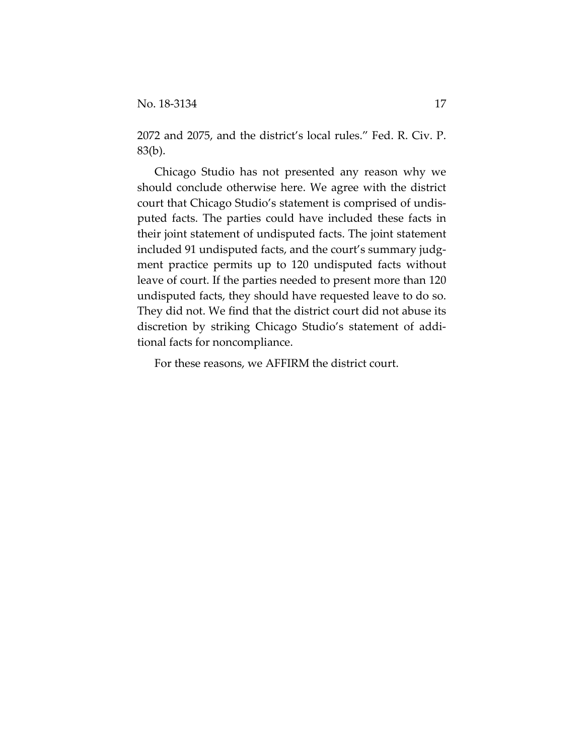2072 and 2075, and the district's local rules." Fed. R. Civ. P. 83(b).

Chicago Studio has not presented any reason why we should conclude otherwise here. We agree with the district court that Chicago Studio's statement is comprised of undisputed facts. The parties could have included these facts in their joint statement of undisputed facts. The joint statement included 91 undisputed facts, and the court's summary judgment practice permits up to 120 undisputed facts without leave of court. If the parties needed to present more than 120 undisputed facts, they should have requested leave to do so. They did not. We find that the district court did not abuse its discretion by striking Chicago Studio's statement of additional facts for noncompliance.

For these reasons, we AFFIRM the district court.